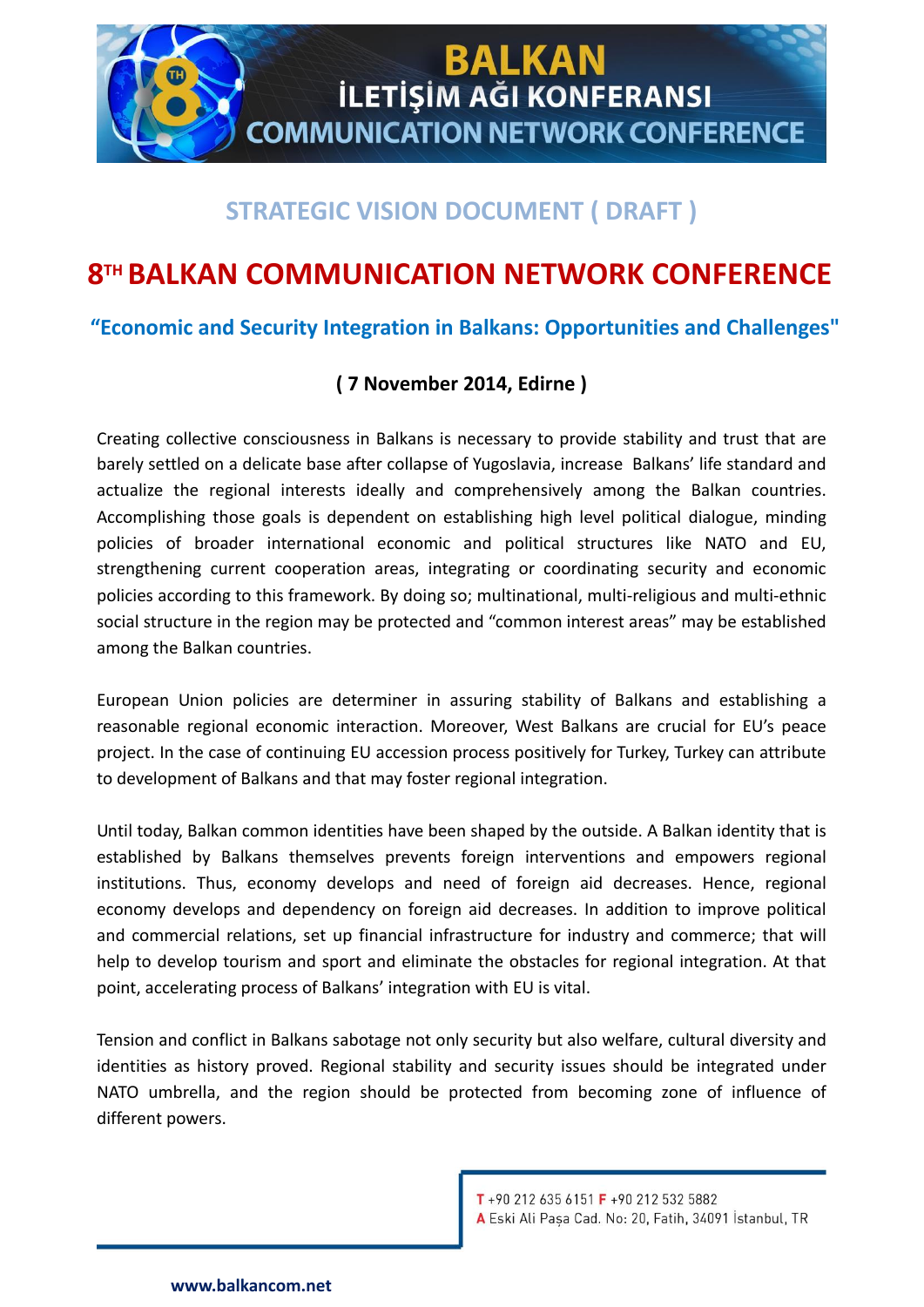# BALKAN İLETİŞİM AĞI KONFERANSI COMMUNICATION NETWORK CONFERENCE

## STRATEGIC VISION DOCUMENT ( DRAFT )

# 8TH BALKAN COMMUNICATION NETWORK CONFERENCE

### "Economic and Security Integration in Balkans: Opportunities and Challenges"

**( 7 November 2014, Edirne )**

Creating collective consciousness in Balkans is necessary to provide stability and trust that are barely settled on a delicate base after collapse of Yugoslavia, increase Balkans' life standard and actualize the regional interests ideally and comprehensively among the Balkan countries. Accomplishing those goals is dependent on establishing high level political dialogue, minding policies of broader international economic and political structures like NATO and EU, strengthening current cooperation areas, integrating or coordinating security and economic policies according to this framework. By doing so; multinational, multi-religious and multi-ethnic social structure in the region may be protected and "common interest areas" may be established among the Balkan countries.

European Union policies are determiner in assuring stability of Balkans and establishing a reasonable regional economic interaction. Moreover, West Balkans are crucial for EU's peace project. In the case of continuing EU accession process positively for Turkey, Turkey can attribute to development of Balkans and that may foster regional integration.

Until today, Balkan common identities have been shaped by the outside. A Balkan identity that is established by Balkans themselves prevents foreign interventions and empowers regional institutions. Thus, economy develops and need of foreign aid decreases. Hence, regional economy develops and dependency on foreign aid decreases. In addition to improve political and commercial relations, set up financial infrastructure for industry and commerce; that will help to develop tourism and sport and eliminate the obstacles for regional integration. At that point, accelerating process of Balkans' integration with EU is vital.

Tension and conflict in Balkans sabotage not only security but also welfare, cultural diversity and identities as history proved. Regional stability and security issues should be integrated under NATO umbrella, and the region should be protected from becoming zone of influence of different powers.

T +90 212 635 6151 F +90 212 532 5882
A Eski Ali Paşa Cad. No: 20, Fatih, 34091 İstanbul, TR

www.balkancom.net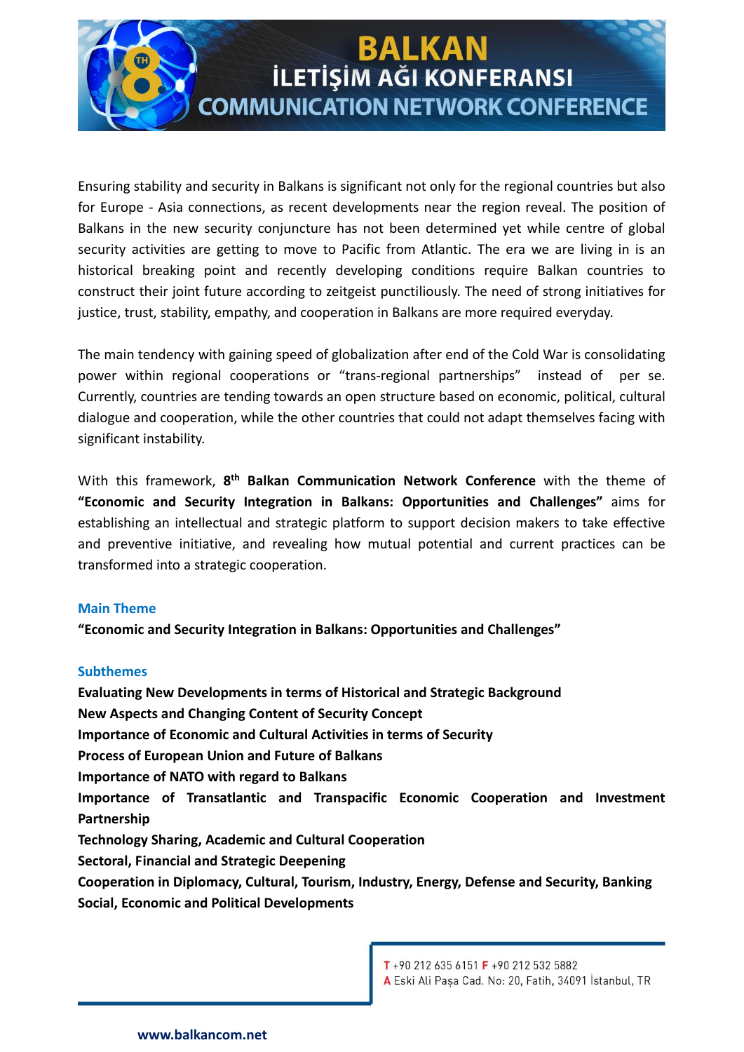# 8TH BALKAN İLETİŞİM AĞI KONFERANSI
## COMMUNICATION NETWORK CONFERENCE

Ensuring stability and security in Balkans is significant not only for the regional countries but also for Europe - Asia connections, as recent developments near the region reveal. The position of Balkans in the new security conjuncture has not been determined yet while centre of global security activities are getting to move to Pacific from Atlantic. The era we are living in is an historical breaking point and recently developing conditions require Balkan countries to construct their joint future according to zeitgeist punctiliously. The need of strong initiatives for justice, trust, stability, empathy, and cooperation in Balkans are more required everyday.

The main tendency with gaining speed of globalization after end of the Cold War is consolidating power within regional cooperations or "trans-regional partnerships" instead of per se. Currently, countries are tending towards an open structure based on economic, political, cultural dialogue and cooperation, while the other countries that could not adapt themselves facing with significant instability.

With this framework, **8th Balkan Communication Network Conference** with the theme of **"Economic and Security Integration in Balkans: Opportunities and Challenges"** aims for establishing an intellectual and strategic platform to support decision makers to take effective and preventive initiative, and revealing how mutual potential and current practices can be transformed into a strategic cooperation.

### Main Theme

**"Economic and Security Integration in Balkans: Opportunities and Challenges"**

### Subthemes

**Evaluating New Developments in terms of Historical and Strategic Background**
**New Aspects and Changing Content of Security Concept**
**Importance of Economic and Cultural Activities in terms of Security**
**Process of European Union and Future of Balkans**
**Importance of NATO with regard to Balkans**
**Importance of Transatlantic and Transpacific Economic Cooperation and Investment Partnership**
**Technology Sharing, Academic and Cultural Cooperation**
**Sectoral, Financial and Strategic Deepening**
**Cooperation in Diplomacy, Cultural, Tourism, Industry, Energy, Defense and Security, Banking**
**Social, Economic and Political Developments**

**T** +90 212 635 6151 **F** +90 212 532 5882
**A** Eski Ali Paşa Cad. No: 20, Fatih, 34091 İstanbul, TR

www.balkancom.net